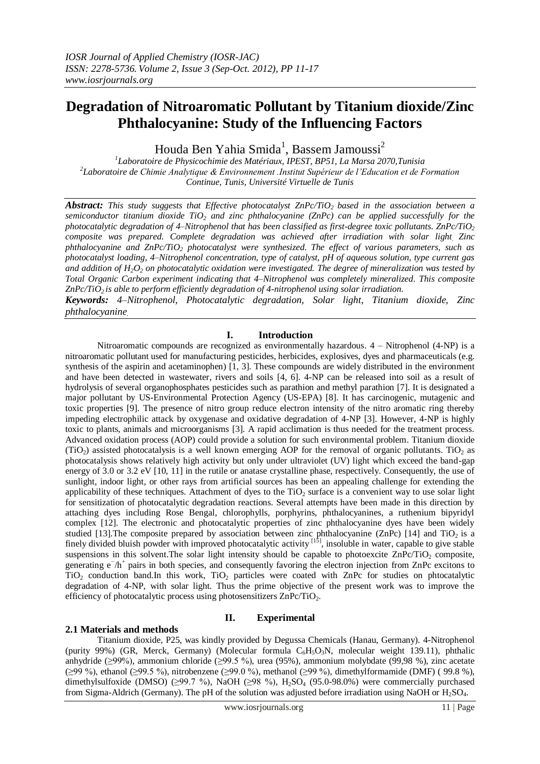# Degradation of Nitroaromatic Pollutant by Titanium dioxide/Zinc Phthalocyanine: Study of the Influencing Factors

Houda Ben Yahia Smida[1], Bassem Jamoussi[2]

[1]Laboratoire de Physicochimie des Matériaux, IPEST, BP51, La Marsa 2070,Tunisia
[2]Laboratoire de Chimie Analytique & Environnement .Institut Supérieur de l'Education et de Formation Continue, Tunis, Université Virtuelle de Tunis

***Abstract:*** *This study suggests that Effective photocatalyst ZnPc/$TiO_2$ based in the association between a semiconductor titanium dioxide $TiO_2$ and zinc phthalocyanine (ZnPc) can be applied successfully for the photocatalytic degradation of 4–Nitrophenol that has been classified as first-degree toxic pollutants. ZnPc/$TiO_2$ composite was prepared. Complete degradation was achieved after irradiation with solar light. Zinc phthalocyanine and ZnPc/$TiO_2$ photocatalyst were synthesized. The effect of various parameters, such as photocatalyst loading, 4–Nitrophenol concentration, type of catalyst, pH of aqueous solution, type current gas and addition of $H_2O_2$ on photocatalytic oxidation were investigated. The degree of mineralization was tested by Total Organic Carbon experiment indicating that 4–Nitrophenol was completely mineralized. This composite ZnPc/$TiO_2$ is able to perform efficiently degradation of 4-nitrophenol using solar irradiation.*

***Keywords:*** *4–Nitrophenol, Photocatalytic degradation, Solar light, Titanium dioxide, Zinc phthalocyanine.*

## I. Introduction

Nitroaromatic compounds are recognized as environmentally hazardous. 4 – Nitrophenol (4-NP) is a nitroaromatic pollutant used for manufacturing pesticides, herbicides, explosives, dyes and pharmaceuticals (e.g. synthesis of the aspirin and acetaminophen) [1, 3]. These compounds are widely distributed in the environment and have been detected in wastewater, rivers and soils [4, 6]. 4-NP can be released into soil as a result of hydrolysis of several organophosphates pesticides such as parathion and methyl parathion [7]. It is designated a major pollutant by US-Environmental Protection Agency (US-EPA) [8]. It has carcinogenic, mutagenic and toxic properties [9]. The presence of nitro group reduce electron intensity of the nitro aromatic ring thereby impeding electrophilic attack by oxygenase and oxidative degradation of 4-NP [3]. However, 4-NP is highly toxic to plants, animals and microorganisms [3]. A rapid acclimation is thus needed for the treatment process. Advanced oxidation process (AOP) could provide a solution for such environmental problem. Titanium dioxide ($TiO_2$) assisted photocatalysis is a well known emerging AOP for the removal of organic pollutants. $TiO_2$ as photocatalysis shows relatively high activity but only under ultraviolet (UV) light which exceed the band-gap energy of 3.0 or 3.2 eV [10, 11] in the rutile or anatase crystalline phase, respectively. Consequently, the use of sunlight, indoor light, or other rays from artificial sources has been an appealing challenge for extending the applicability of these techniques. Attachment of dyes to the $TiO_2$ surface is a convenient way to use solar light for sensitization of photocatalytic degradation reactions. Several attempts have been made in this direction by attaching dyes including Rose Bengal, chlorophylls, porphyrins, phthalocyanines, a ruthenium bipyridyl complex [12]. The electronic and photocatalytic properties of zinc phthalocyanine dyes have been widely studied [13].The composite prepared by association between zinc phthalocyanine (ZnPc) [14] and $TiO_2$ is a finely divided bluish powder with improved photocatalytic activity [15], insoluble in water, capable to give stable suspensions in this solvent.The solar light intensity should be capable to photoexcite ZnPc/$TiO_2$ composite, generating $e^-/h^+$ pairs in both species, and consequently favoring the electron injection from ZnPc excitons to $TiO_2$ conduction band.In this work, $TiO_2$ particles were coated with ZnPc for studies on phtocatalytic degradation of 4-NP, with solar light. Thus the prime objective of the present work was to improve the efficiency of photocatalytic process using photosensitizers ZnPc/$TiO_2$.

## II. Experimental

### 2.1 Materials and methods

Titanium dioxide, P25, was kindly provided by Degussa Chemicals (Hanau, Germany). 4-Nitrophenol (purity 99%) (GR, Merck, Germany) (Molecular formula $C_6H_5O_3N$, molecular weight 139.11), phthalic anhydride (≥99%), ammonium chloride (≥99.5 %), urea (95%), ammonium molybdate (99,98 %), zinc acetate (≥99 %), ethanol (≥99.5 %), nitrobenzene (≥99.0 %), methanol (≥99 %), dimethylformamide (DMF) ( 99.8 %), dimethylsulfoxide (DMSO) (≥99.7 %), NaOH (≥98 %), $H_2SO_4$ (95.0-98.0%) were commercially purchased from Sigma-Aldrich (Germany). The pH of the solution was adjusted before irradiation using NaOH or $H_2SO_4$.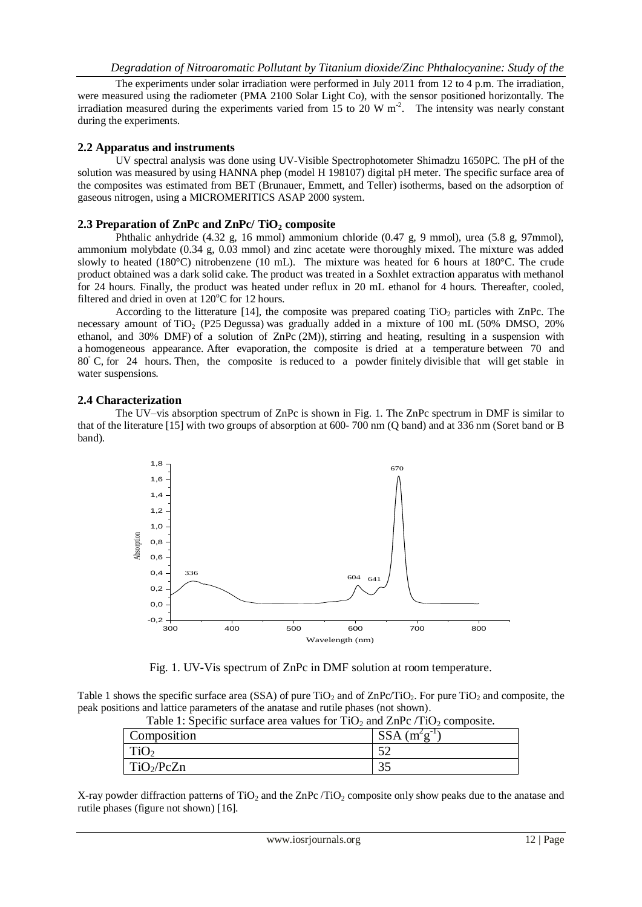The experiments under solar irradiation were performed in July 2011 from 12 to 4 p.m. The irradiation, were measured using the radiometer (PMA 2100 Solar Light Co), with the sensor positioned horizontally. The irradiation measured during the experiments varied from 15 to 20 W $m^{-2}$. The intensity was nearly constant during the experiments.

### 2.2 Apparatus and instruments

UV spectral analysis was done using UV-Visible Spectrophotometer Shimadzu 1650PC. The pH of the solution was measured by using HANNA phep (model H 198107) digital pH meter. The specific surface area of the composites was estimated from BET (Brunauer, Emmett, and Teller) isotherms, based on the adsorption of gaseous nitrogen, using a MICROMERITICS ASAP 2000 system.

### 2.3 Preparation of ZnPc and ZnPc/ $TiO_2$ composite

Phthalic anhydride (4.32 g, 16 mmol) ammonium chloride (0.47 g, 9 mmol), urea (5.8 g, 97mmol), ammonium molybdate (0.34 g, 0.03 mmol) and zinc acetate were thoroughly mixed. The mixture was added slowly to heated (180°C) nitrobenzene (10 mL). The mixture was heated for 6 hours at 180°C. The crude product obtained was a dark solid cake. The product was treated in a Soxhlet extraction apparatus with methanol for 24 hours. Finally, the product was heated under reflux in 20 mL ethanol for 4 hours. Thereafter, cooled, filtered and dried in oven at 120°C for 12 hours.

According to the litterature [14], the composite was prepared coating $TiO_2$ particles with ZnPc. The necessary amount of $TiO_2$ (P25 Degussa) was gradually added in a mixture of 100 mL (50% DMSO, 20% ethanol, and 30% DMF) of a solution of ZnPc (2M)), stirring and heating, resulting in a suspension with a homogeneous appearance. After evaporation, the composite is dried at a temperature between 70 and 80° C, for 24 hours. Then, the composite is reduced to a powder finitely divisible that will get stable in water suspensions.

### 2.4 Characterization

The UV–vis absorption spectrum of ZnPc is shown in Fig. 1. The ZnPc spectrum in DMF is similar to that of the literature [15] with two groups of absorption at 600- 700 nm (Q band) and at 336 nm (Soret band or B band).

Fig. 1. UV-Vis spectrum of ZnPc in DMF solution at room temperature.

Table 1 shows the specific surface area (SSA) of pure $TiO_2$ and of ZnPc/$TiO_2$. For pure $TiO_2$ and composite, the peak positions and lattice parameters of the anatase and rutile phases (not shown).

Table 1: Specific surface area values for $TiO_2$ and ZnPc /$TiO_2$ composite.

| Composition | SSA ($m^2g^{-1}$) |
|---|---|
| $TiO_2$ | 52 |
| $TiO_2$/PcZn | 35 |

X-ray powder diffraction patterns of $TiO_2$ and the ZnPc /$TiO_2$ composite only show peaks due to the anatase and rutile phases (figure not shown) [16].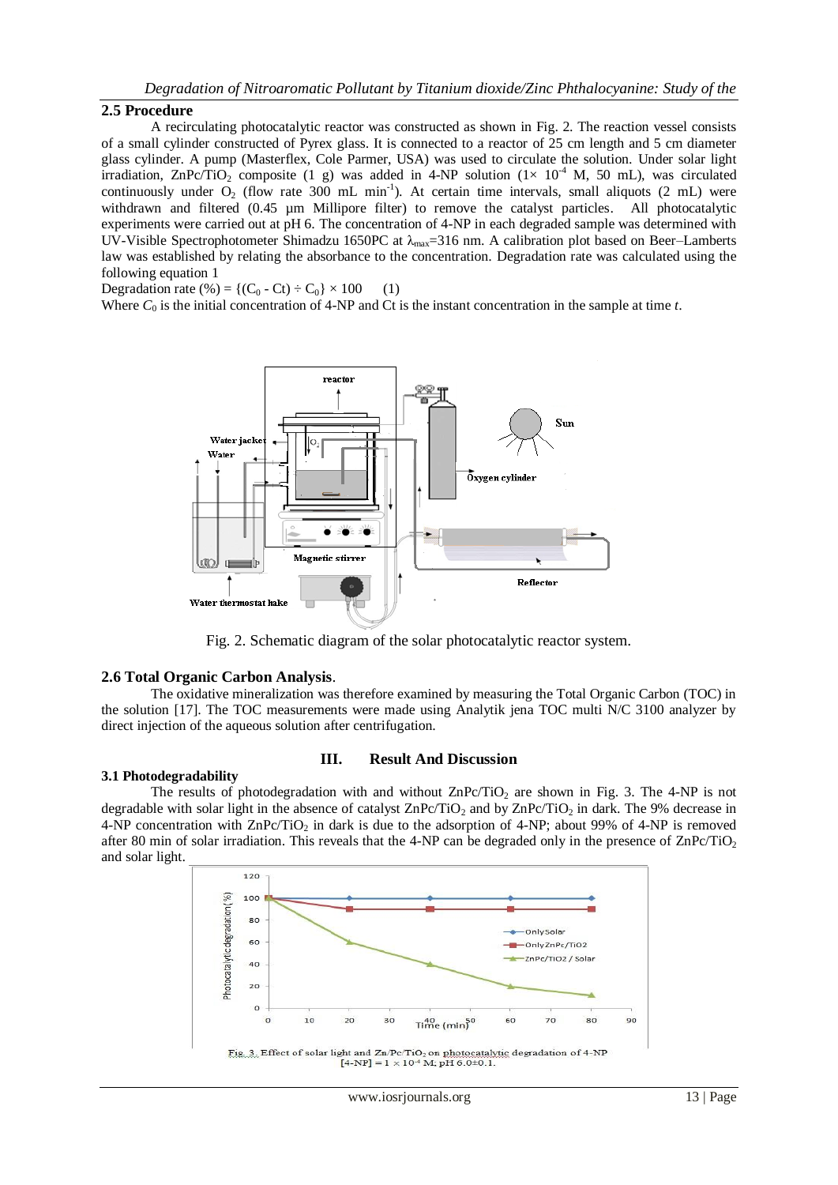## 2.5 Procedure

A recirculating photocatalytic reactor was constructed as shown in Fig. 2. The reaction vessel consists of a small cylinder constructed of Pyrex glass. It is connected to a reactor of 25 cm length and 5 cm diameter glass cylinder. A pump (Masterflex, Cole Parmer, USA) was used to circulate the solution. Under solar light irradiation, $ZnPc/TiO_2$ composite (1 g) was added in 4-NP solution ($1\times 10^{-4}$ M, 50 mL), was circulated continuously under $O_2$ (flow rate 300 mL $min^{-1}$). At certain time intervals, small aliquots (2 mL) were withdrawn and filtered (0.45 µm Millipore filter) to remove the catalyst particles. All photocatalytic experiments were carried out at pH 6. The concentration of 4-NP in each degraded sample was determined with UV-Visible Spectrophotometer Shimadzu 1650PC at $\lambda_{max}$=316 nm. A calibration plot based on Beer–Lamberts law was established by relating the absorbance to the concentration. Degradation rate was calculated using the following equation 1

$$\text{Degradation rate }(\%) = \{(C_0 - C_t) \div C_0\} \times 100 \quad (1)$$

Where $C_0$ is the initial concentration of 4-NP and Ct is the instant concentration in the sample at time *t*.

Fig. 2. Schematic diagram of the solar photocatalytic reactor system.

## 2.6 Total Organic Carbon Analysis.

The oxidative mineralization was therefore examined by measuring the Total Organic Carbon (TOC) in the solution [17]. The TOC measurements were made using Analytik jena TOC multi N/C 3100 analyzer by direct injection of the aqueous solution after centrifugation.

# III. Result And Discussion

## 3.1 Photodegradability

The results of photodegradation with and without $ZnPc/TiO_2$ are shown in Fig. 3. The 4-NP is not degradable with solar light in the absence of catalyst $ZnPc/TiO_2$ and by $ZnPc/TiO_2$ in dark. The 9% decrease in 4-NP concentration with $ZnPc/TiO_2$ in dark is due to the adsorption of 4-NP; about 99% of 4-NP is removed after 80 min of solar irradiation. This reveals that the 4-NP can be degraded only in the presence of $ZnPc/TiO_2$ and solar light.

Fig. 3. Effect of solar light and $Zn/Pc/TiO_2$ on photocatalytic degradation of 4-NP [4-NP] = $1 \times 10^{-4}$ M; pH 6.0±0.1.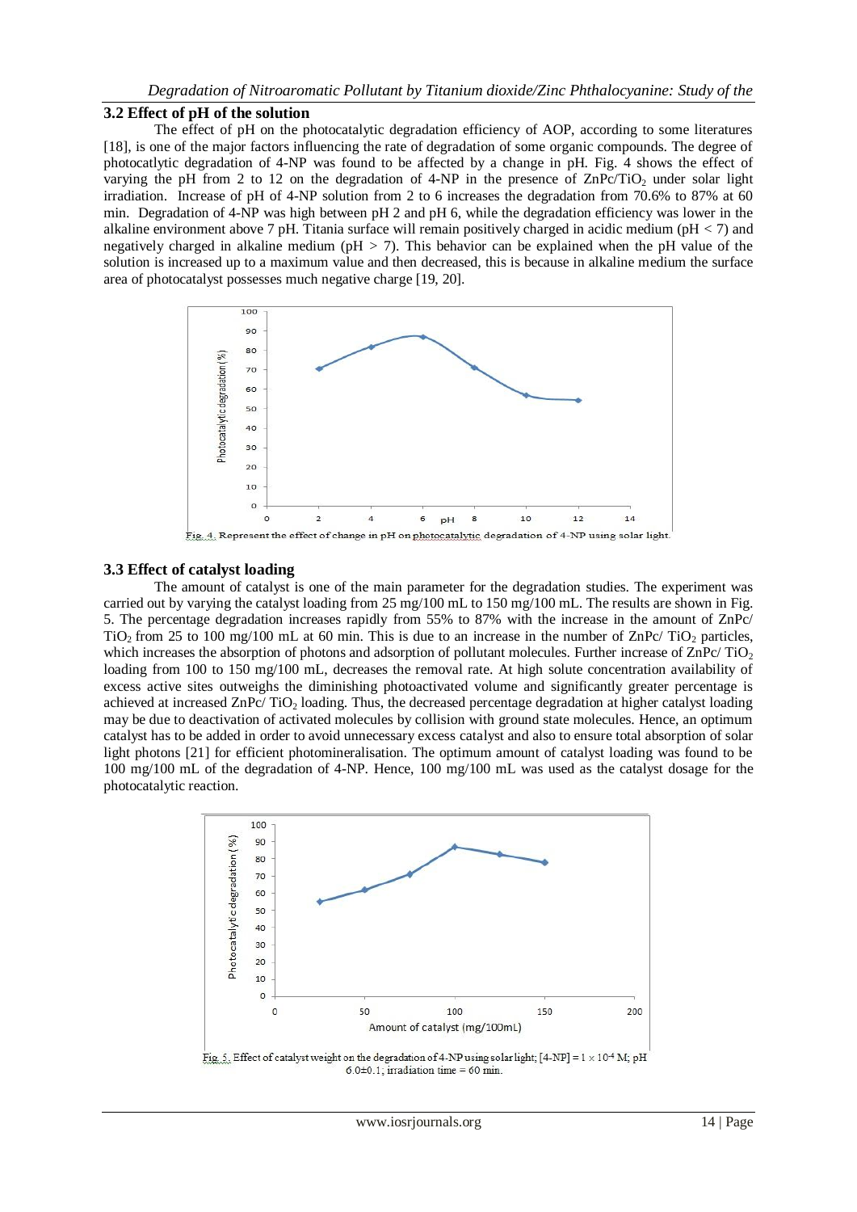### 3.2 Effect of pH of the solution

The effect of pH on the photocatalytic degradation efficiency of AOP, according to some literatures [18], is one of the major factors influencing the rate of degradation of some organic compounds. The degree of photocatlytic degradation of 4-NP was found to be affected by a change in pH. Fig. 4 shows the effect of varying the pH from 2 to 12 on the degradation of 4-NP in the presence of $ZnPc/TiO_2$ under solar light irradiation. Increase of pH of 4-NP solution from 2 to 6 increases the degradation from 70.6% to 87% at 60 min. Degradation of 4-NP was high between pH 2 and pH 6, while the degradation efficiency was lower in the alkaline environment above 7 pH. Titania surface will remain positively charged in acidic medium (pH < 7) and negatively charged in alkaline medium (pH > 7). This behavior can be explained when the pH value of the solution is increased up to a maximum value and then decreased, this is because in alkaline medium the surface area of photocatalyst possesses much negative charge [19, 20].

Fig. 4. Represent the effect of change in pH on photocatalytic degradation of 4-NP using solar light.

### 3.3 Effect of catalyst loading

The amount of catalyst is one of the main parameter for the degradation studies. The experiment was carried out by varying the catalyst loading from 25 mg/100 mL to 150 mg/100 mL. The results are shown in Fig. 5. The percentage degradation increases rapidly from 55% to 87% with the increase in the amount of ZnPc/ $TiO_2$ from 25 to 100 mg/100 mL at 60 min. This is due to an increase in the number of ZnPc/ $TiO_2$ particles, which increases the absorption of photons and adsorption of pollutant molecules. Further increase of ZnPc/ $TiO_2$ loading from 100 to 150 mg/100 mL, decreases the removal rate. At high solute concentration availability of excess active sites outweighs the diminishing photoactivated volume and significantly greater percentage is achieved at increased ZnPc/ $TiO_2$ loading. Thus, the decreased percentage degradation at higher catalyst loading may be due to deactivation of activated molecules by collision with ground state molecules. Hence, an optimum catalyst has to be added in order to avoid unnecessary excess catalyst and also to ensure total absorption of solar light photons [21] for efficient photomineralisation. The optimum amount of catalyst loading was found to be 100 mg/100 mL of the degradation of 4-NP. Hence, 100 mg/100 mL was used as the catalyst dosage for the photocatalytic reaction.

Fig. 5. Effect of catalyst weight on the degradation of 4-NP using solar light; [4-NP] = $1 \times 10^{-4}$ M; pH 6.0±0.1; irradiation time = 60 min.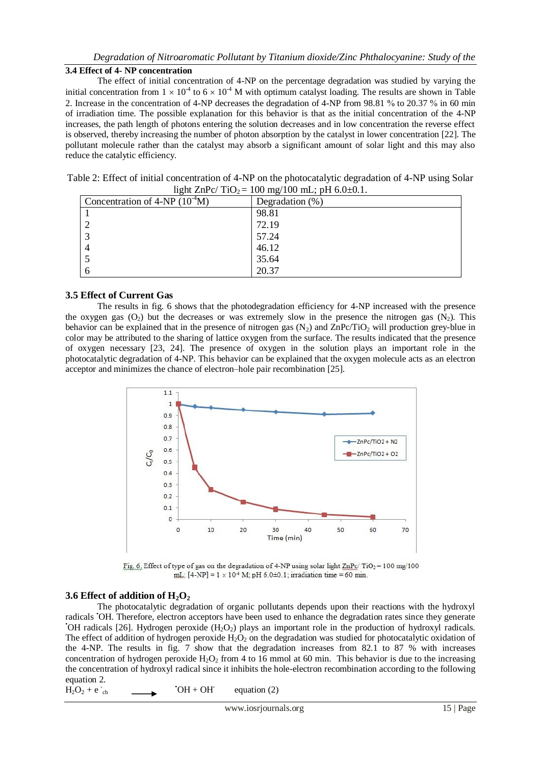### 3.4 Effect of 4- NP concentration

The effect of initial concentration of 4-NP on the percentage degradation was studied by varying the initial concentration from $1 \times 10^{-4}$ to $6 \times 10^{-4}$ M with optimum catalyst loading. The results are shown in Table 2. Increase in the concentration of 4-NP decreases the degradation of 4-NP from 98.81 % to 20.37 % in 60 min of irradiation time. The possible explanation for this behavior is that as the initial concentration of the 4-NP increases, the path length of photons entering the solution decreases and in low concentration the reverse effect is observed, thereby increasing the number of photon absorption by the catalyst in lower concentration [22]. The pollutant molecule rather than the catalyst may absorb a significant amount of solar light and this may also reduce the catalytic efficiency.

Table 2: Effect of initial concentration of 4-NP on the photocatalytic degradation of 4-NP using Solar light ZnPc/ $TiO_2$ = 100 mg/100 mL; pH 6.0±0.1.

| Concentration of 4-NP ($10^{-4}$M) | Degradation (%) |
|---|---|
| 1 | 98.81 |
| 2 | 72.19 |
| 3 | 57.24 |
| 4 | 46.12 |
| 5 | 35.64 |
| 6 | 20.37 |

### 3.5 Effect of Current Gas

The results in fig. 6 shows that the photodegradation efficiency for 4-NP increased with the presence the oxygen gas ($O_2$) but the decreases or was extremely slow in the presence the nitrogen gas ($N_2$). This behavior can be explained that in the presence of nitrogen gas ($N_2$) and ZnPc/$TiO_2$ will production grey-blue in color may be attributed to the sharing of lattice oxygen from the surface. The results indicated that the presence of oxygen necessary [23, 24]. The presence of oxygen in the solution plays an important role in the photocatalytic degradation of 4-NP. This behavior can be explained that the oxygen molecule acts as an electron acceptor and minimizes the chance of electron–hole pair recombination [25].

Fig. 6. Effect of type of gas on the degradation of 4-NP using solar light ZnPc/ $TiO_2$ = 100 mg/100 mL; [4-NP] = $1 \times 10^{-4}$ M; pH 6.0±0.1; irradiation time = 60 min.

### 3.6 Effect of addition of $H_2O_2$

The photocatalytic degradation of organic pollutants depends upon their reactions with the hydroxyl radicals $^{\bullet}OH$. Therefore, electron acceptors have been used to enhance the degradation rates since they generate $^{\bullet}OH$ radicals [26]. Hydrogen peroxide ($H_2O_2$) plays an important role in the production of hydroxyl radicals. The effect of addition of hydrogen peroxide $H_2O_2$ on the degradation was studied for photocatalytic oxidation of the 4-NP. The results in fig. 7 show that the degradation increases from 82.1 to 87 % with increases concentration of hydrogen peroxide $H_2O_2$ from 4 to 16 mmol at 60 min. This behavior is due to the increasing the concentration of hydroxyl radical since it inhibits the hole-electron recombination according to the following equation 2.

$$H_2O_2 + e^-_{cb} \longrightarrow {}^{\bullet}OH + OH^- \quad \text{equation (2)}$$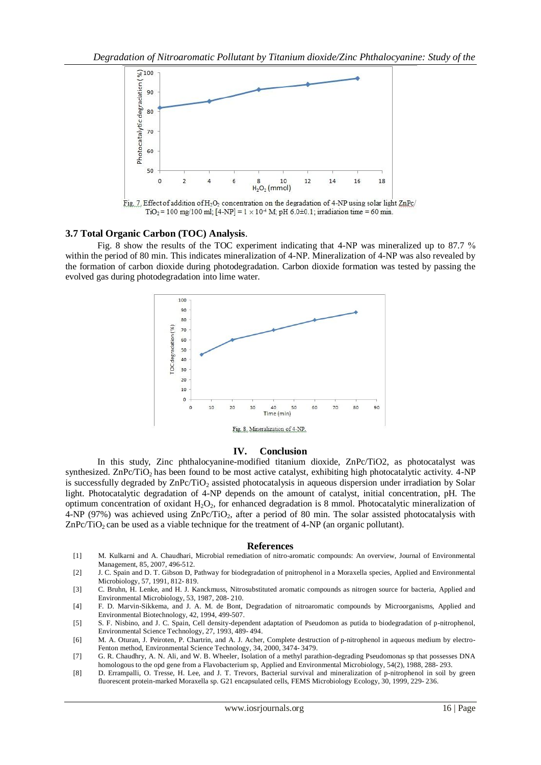Fig. 7. Effect of addition of $H_2O_2$ concentration on the degradation of 4-NP using solar light ZnPc/ $TiO_2$ = 100 mg/100 ml; [4-NP] = $1 \times 10^{-4}$ M; pH 6.0±0.1; irradiation time = 60 min.

### 3.7 Total Organic Carbon (TOC) Analysis.

Fig. 8 show the results of the TOC experiment indicating that 4-NP was mineralized up to 87.7 % within the period of 80 min. This indicates mineralization of 4-NP. Mineralization of 4-NP was also revealed by the formation of carbon dioxide during photodegradation. Carbon dioxide formation was tested by passing the evolved gas during photodegradation into lime water.

Fig. 8. Mineralization of 4-NP.

## IV. Conclusion

In this study, Zinc phthalocyanine-modified titanium dioxide, ZnPc/TiO2, as photocatalyst was synthesized. ZnPc/$TiO_2$ has been found to be most active catalyst, exhibiting high photocatalytic activity. 4-NP is successfully degraded by ZnPc/$TiO_2$ assisted photocatalysis in aqueous dispersion under irradiation by Solar light. Photocatalytic degradation of 4-NP depends on the amount of catalyst, initial concentration, pH. The optimum concentration of oxidant $H_2O_2$, for enhanced degradation is 8 mmol. Photocatalytic mineralization of 4-NP (97%) was achieved using ZnPc/$TiO_2$, after a period of 80 min. The solar assisted photocatalysis with ZnPc/$TiO_2$ can be used as a viable technique for the treatment of 4-NP (an organic pollutant).

## References

[1] M. Kulkarni and A. Chaudhari, Microbial remediation of nitro-aromatic compounds: An overview, Journal of Environmental Management, 85, 2007, 496-512.

[2] J. C. Spain and D. T. Gibson D, Pathway for biodegradation of pnitrophenol in a Moraxella species, Applied and Environmental Microbiology, 57, 1991, 812- 819.

[3] C. Bruhn, H. Lenke, and H. J. Kanckmuss, Nitrosubstituted aromatic compounds as nitrogen source for bacteria, Applied and Environmental Microbiology, 53, 1987, 208- 210.

[4] F. D. Marvin-Sikkema, and J. A. M. de Bont, Degradation of nitroaromatic compounds by Microorganisms, Applied and Environmental Biotechnology, 42, 1994, 499-507.

[5] S. F. Nisbino, and J. C. Spain, Cell density-dependent adaptation of Pseudomon as putida to biodegradation of p-nitrophenol, Environmental Science Technology, 27, 1993, 489- 494.

[6] M. A. Oturan, J. Peiroten, P. Chartrin, and A. J. Acher, Complete destruction of p-nitrophenol in aqueous medium by electro-Fenton method, Environmental Science Technology, 34, 2000, 3474- 3479.

[7] G. R. Chaudhry, A. N. Ali, and W. B. Wheeler, Isolation of a methyl parathion-degrading Pseudomonas sp that possesses DNA homologous to the opd gene from a Flavobacterium sp, Applied and Environmental Microbiology, 54(2), 1988, 288- 293.

[8] D. Errampalli, O. Tresse, H. Lee, and J. T. Trevors, Bacterial survival and mineralization of p-nitrophenol in soil by green fluorescent protein-marked Moraxella sp. G21 encapsulated cells, FEMS Microbiology Ecology, 30, 1999, 229- 236.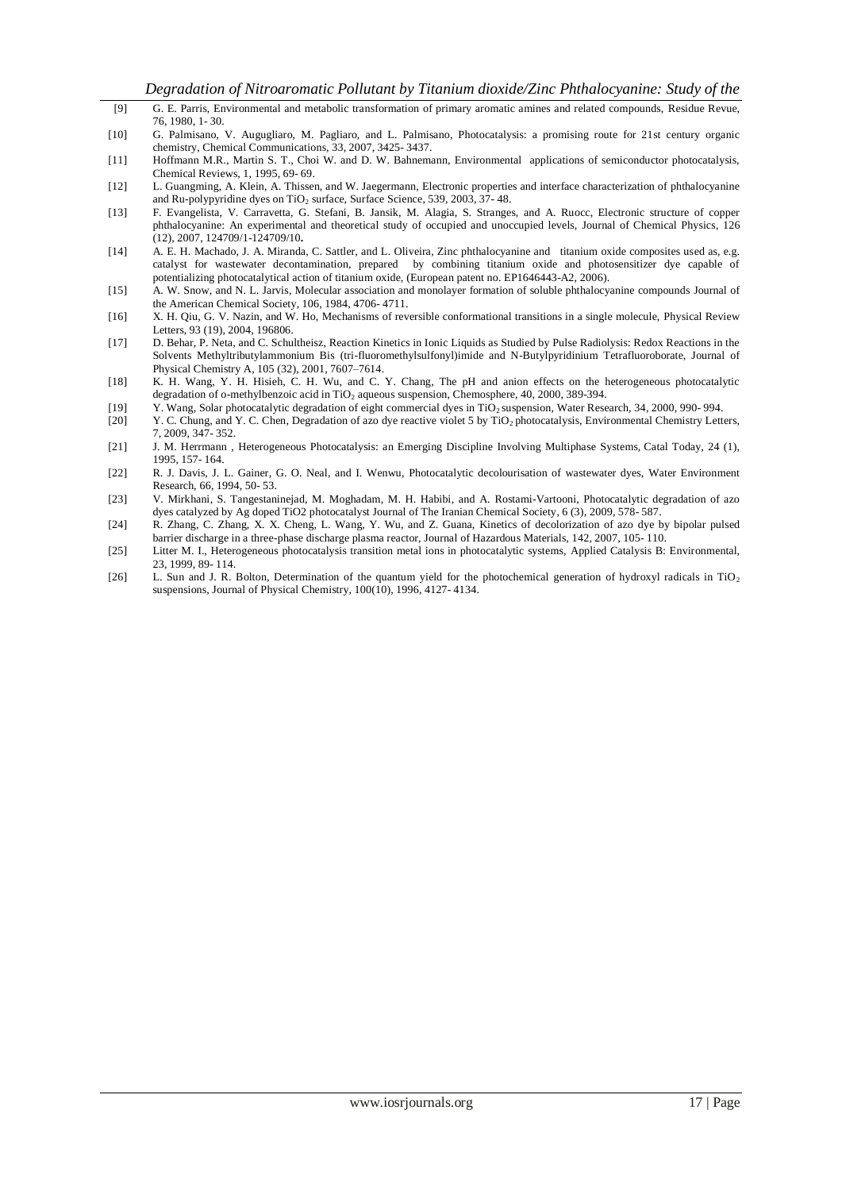[9] G. E. Parris, Environmental and metabolic transformation of primary aromatic amines and related compounds, Residue Revue, 76, 1980, 1- 30.

[10] G. Palmisano, V. Augugliaro, M. Pagliaro, and L. Palmisano, Photocatalysis: a promising route for 21st century organic chemistry, Chemical Communications, 33, 2007, 3425- 3437.

[11] Hoffmann M.R., Martin S. T., Choi W. and D. W. Bahnemann, Environmental applications of semiconductor photocatalysis, Chemical Reviews, 1, 1995, 69- 69.

[12] L. Guangming, A. Klein, A. Thissen, and W. Jaegermann, Electronic properties and interface characterization of phthalocyanine and Ru-polypyridine dyes on $TiO_2$ surface, Surface Science, 539, 2003, 37- 48.

[13] F. Evangelista, V. Carravetta, G. Stefani, B. Jansik, M. Alagia, S. Stranges, and A. Ruocc, Electronic structure of copper phthalocyanine: An experimental and theoretical study of occupied and unoccupied levels, Journal of Chemical Physics, 126 (12), 2007, 124709/1-124709/10**.**

[14] A. E. H. Machado, J. A. Miranda, C. Sattler, and L. Oliveira, Zinc phthalocyanine and titanium oxide composites used as, e.g. catalyst for wastewater decontamination, prepared by combining titanium oxide and photosensitizer dye capable of potentializing photocatalytical action of titanium oxide, (European patent no. EP1646443-A2, 2006).

[15] A. W. Snow, and N. L. Jarvis, Molecular association and monolayer formation of soluble phthalocyanine compounds Journal of the American Chemical Society, 106, 1984, 4706- 4711.

[16] X. H. Qiu, G. V. Nazin, and W. Ho, Mechanisms of reversible conformational transitions in a single molecule, Physical Review Letters, 93 (19), 2004, 196806.

[17] D. Behar, P. Neta, and C. Schultheisz, Reaction Kinetics in Ionic Liquids as Studied by Pulse Radiolysis: Redox Reactions in the Solvents Methyltributylammonium Bis (tri-fluoromethylsulfonyl)imide and N-Butylpyridinium Tetrafluoroborate, Journal of Physical Chemistry A, 105 (32), 2001, 7607–7614.

[18] K. H. Wang, Y. H. Hisieh, C. H. Wu, and C. Y. Chang, The pH and anion effects on the heterogeneous photocatalytic degradation of o-methylbenzoic acid in $TiO_2$ aqueous suspension, Chemosphere, 40, 2000, 389-394.

[19] Y. Wang, Solar photocatalytic degradation of eight commercial dyes in $TiO_2$ suspension, Water Research, 34, 2000, 990- 994.

[20] Y. C. Chung, and Y. C. Chen, Degradation of azo dye reactive violet 5 by $TiO_2$ photocatalysis, Environmental Chemistry Letters, 7, 2009, 347- 352.

[21] J. M. Herrmann , Heterogeneous Photocatalysis: an Emerging Discipline Involving Multiphase Systems, Catal Today, 24 (1), 1995, 157- 164.

[22] R. J. Davis, J. L. Gainer, G. O. Neal, and I. Wenwu, Photocatalytic decolourisation of wastewater dyes, Water Environment Research, 66, 1994, 50- 53.

[23] V. Mirkhani, S. Tangestaninejad, M. Moghadam, M. H. Habibi, and A. Rostami-Vartooni, Photocatalytic degradation of azo dyes catalyzed by Ag doped TiO2 photocatalyst Journal of The Iranian Chemical Society, 6 (3), 2009, 578- 587.

[24] R. Zhang, C. Zhang, X. X. Cheng, L. Wang, Y. Wu, and Z. Guana, Kinetics of decolorization of azo dye by bipolar pulsed barrier discharge in a three-phase discharge plasma reactor, Journal of Hazardous Materials, 142, 2007, 105- 110.

[25] Litter M. I., Heterogeneous photocatalysis transition metal ions in photocatalytic systems, Applied Catalysis B: Environmental, 23, 1999, 89- 114.

[26] L. Sun and J. R. Bolton, Determination of the quantum yield for the photochemical generation of hydroxyl radicals in $TiO_2$ suspensions, Journal of Physical Chemistry, 100(10), 1996, 4127- 4134.